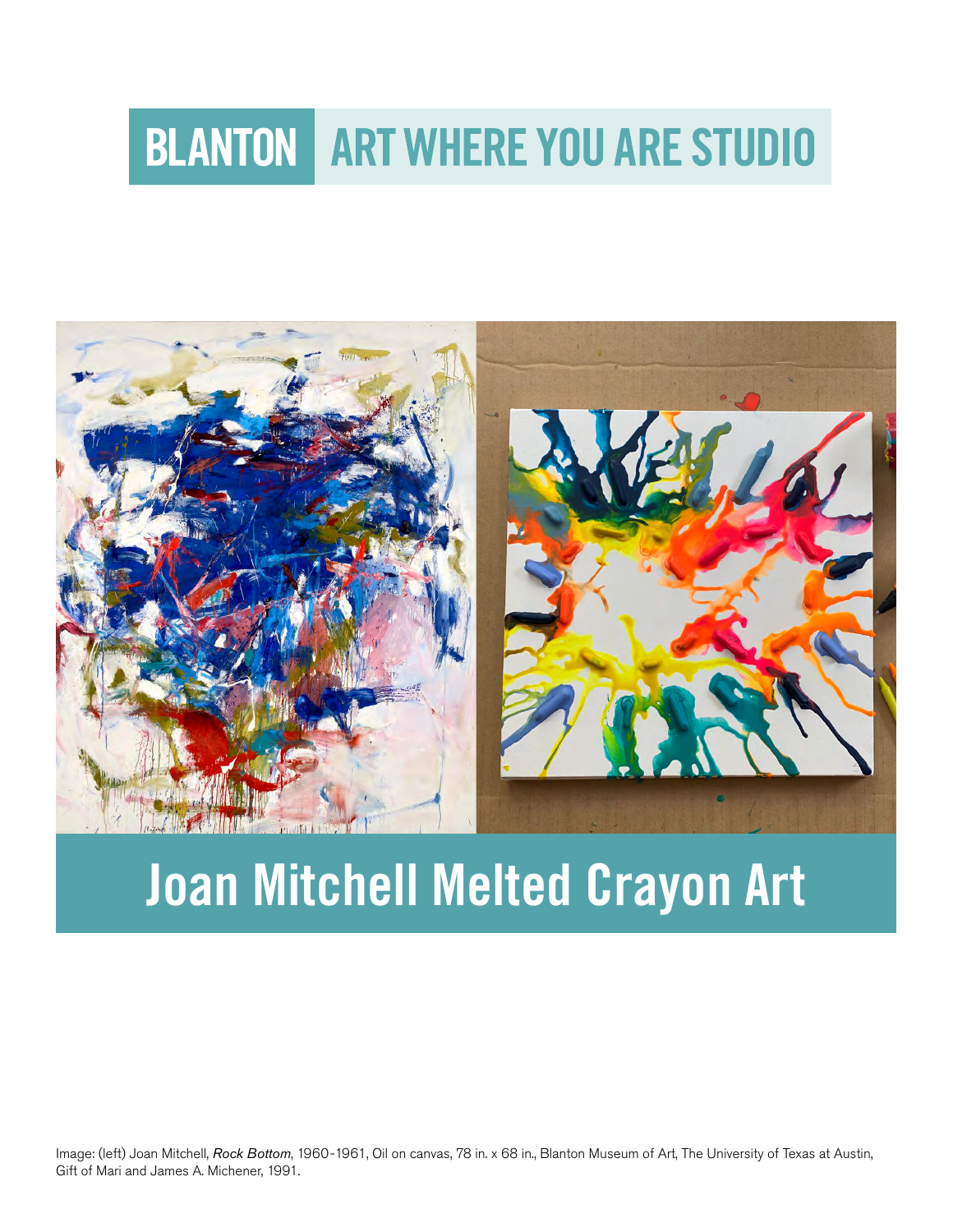BLANTON ART WHERE YOU ARE STUDIO

# Joan Mitchell Melted Crayon Art

Image: (left) Joan Mitchell, *Rock Bottom*, 1960-1961, Oil on canvas, 78 in. x 68 in., Blanton Museum of Art, The University of Texas at Austin, Gift of Mari and James A. Michener, 1991.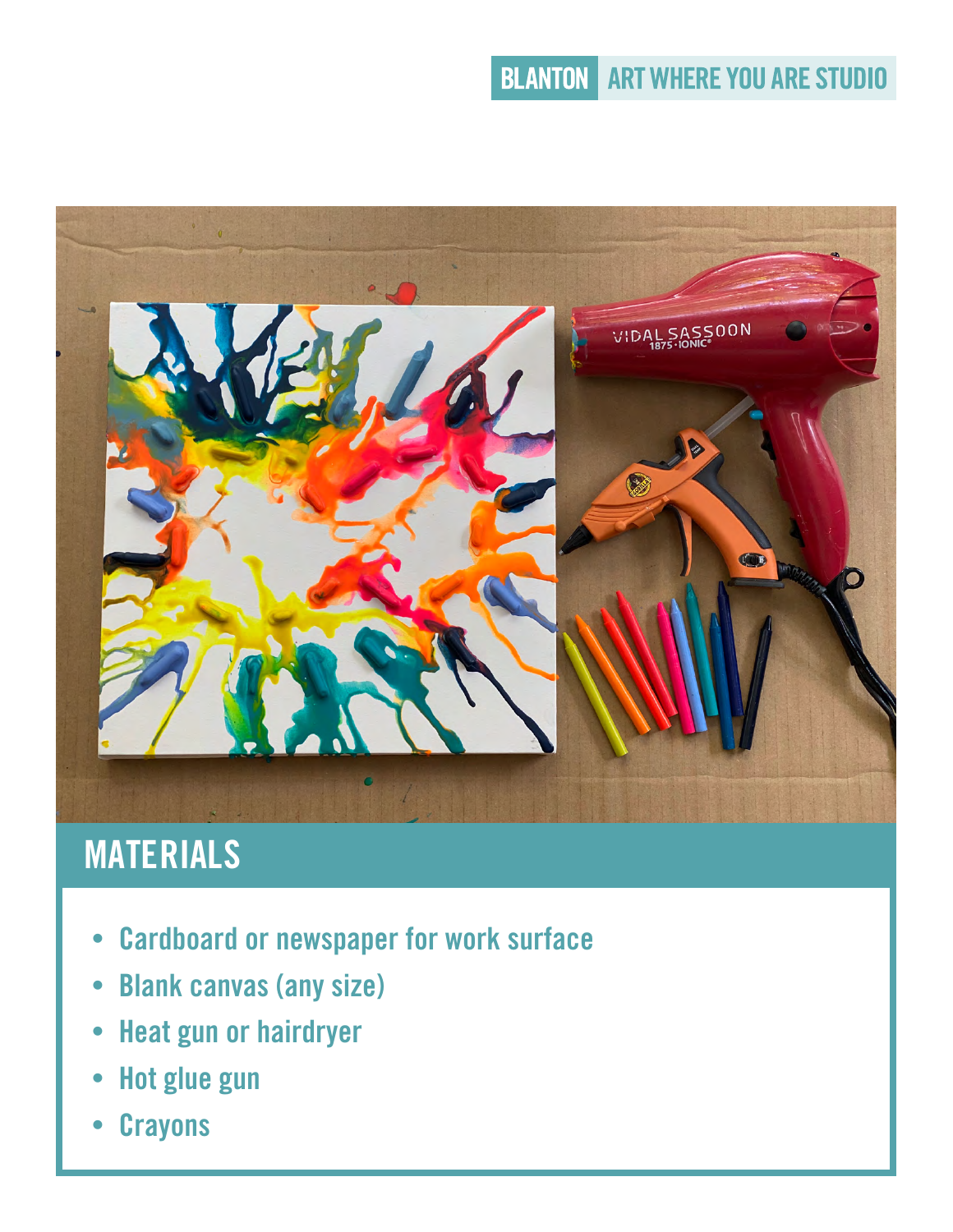## MATERIALS

- Cardboard or newspaper for work surface
- Blank canvas (any size)
- Heat gun or hairdryer
- Hot glue gun
- Crayons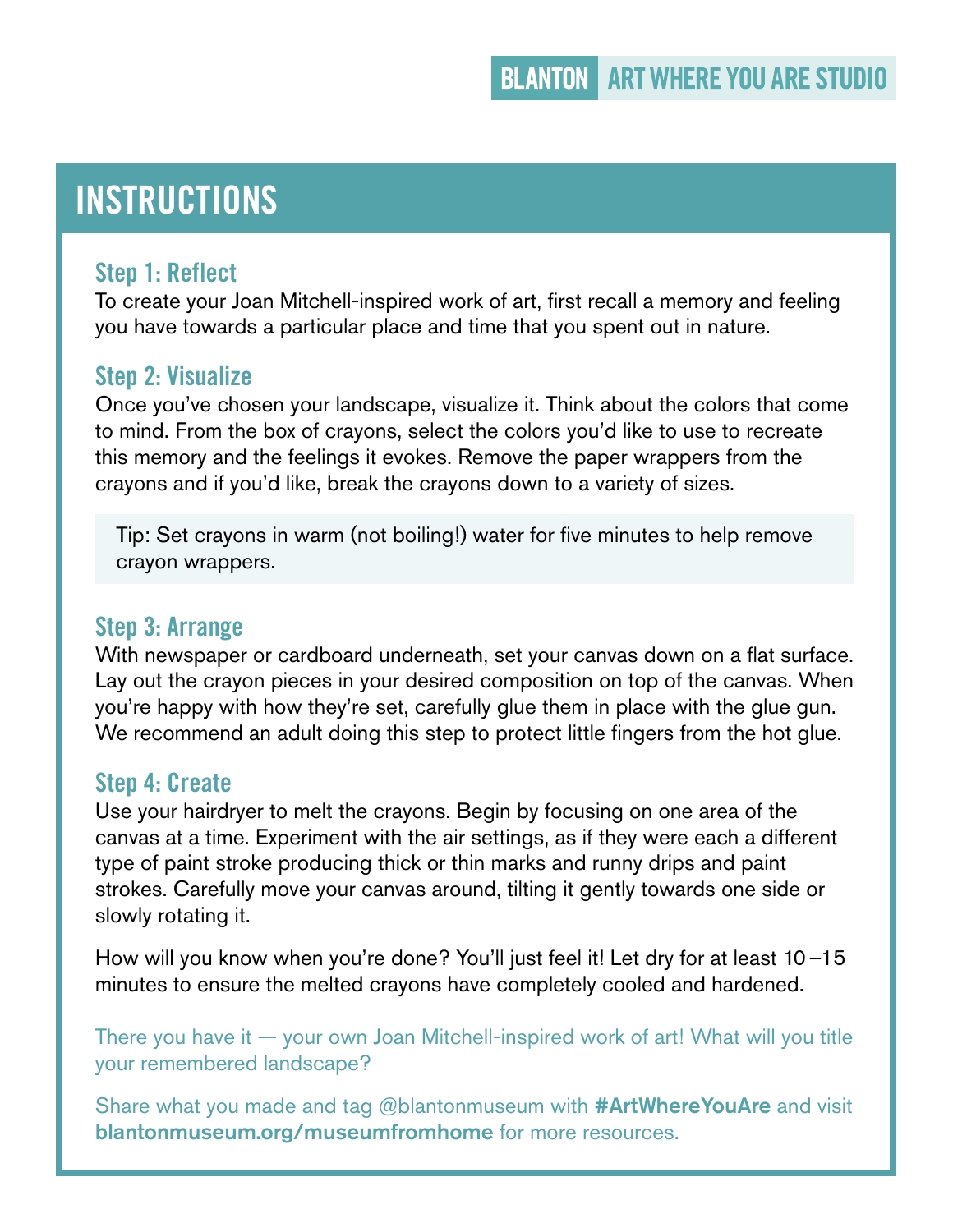# INSTRUCTIONS

### Step 1: Reflect

To create your Joan Mitchell-inspired work of art, first recall a memory and feeling you have towards a particular place and time that you spent out in nature.

### Step 2: Visualize

Once you've chosen your landscape, visualize it. Think about the colors that come to mind. From the box of crayons, select the colors you'd like to use to recreate this memory and the feelings it evokes. Remove the paper wrappers from the crayons and if you'd like, break the crayons down to a variety of sizes.

> Tip: Set crayons in warm (not boiling!) water for five minutes to help remove crayon wrappers.

### Step 3: Arrange

With newspaper or cardboard underneath, set your canvas down on a flat surface. Lay out the crayon pieces in your desired composition on top of the canvas. When you're happy with how they're set, carefully glue them in place with the glue gun. We recommend an adult doing this step to protect little fingers from the hot glue.

### Step 4: Create

Use your hairdryer to melt the crayons. Begin by focusing on one area of the canvas at a time. Experiment with the air settings, as if they were each a different type of paint stroke producing thick or thin marks and runny drips and paint strokes. Carefully move your canvas around, tilting it gently towards one side or slowly rotating it.

How will you know when you're done? You'll just feel it! Let dry for at least 10–15 minutes to ensure the melted crayons have completely cooled and hardened.

There you have it — your own Joan Mitchell-inspired work of art! What will you title your remembered landscape?

Share what you made and tag @blantonmuseum with **#ArtWhereYouAre** and visit **blantonmuseum.org/museumfromhome** for more resources.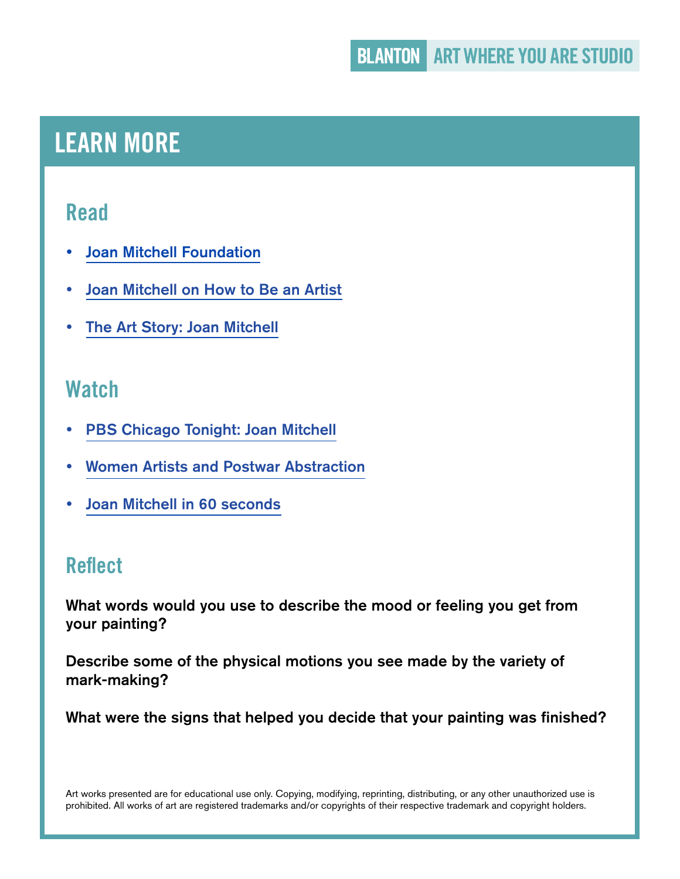BLANTON ART WHERE YOU ARE STUDIO

# LEARN MORE

## Read

- Joan Mitchell Foundation
- Joan Mitchell on How to Be an Artist
- The Art Story: Joan Mitchell

## Watch

- PBS Chicago Tonight: Joan Mitchell
- Women Artists and Postwar Abstraction
- Joan Mitchell in 60 seconds

## Reflect

**What words would you use to describe the mood or feeling you get from your painting?**

**Describe some of the physical motions you see made by the variety of mark-making?**

**What were the signs that helped you decide that your painting was finished?**

Art works presented are for educational use only. Copying, modifying, reprinting, distributing, or any other unauthorized use is prohibited. All works of art are registered trademarks and/or copyrights of their respective trademark and copyright holders.